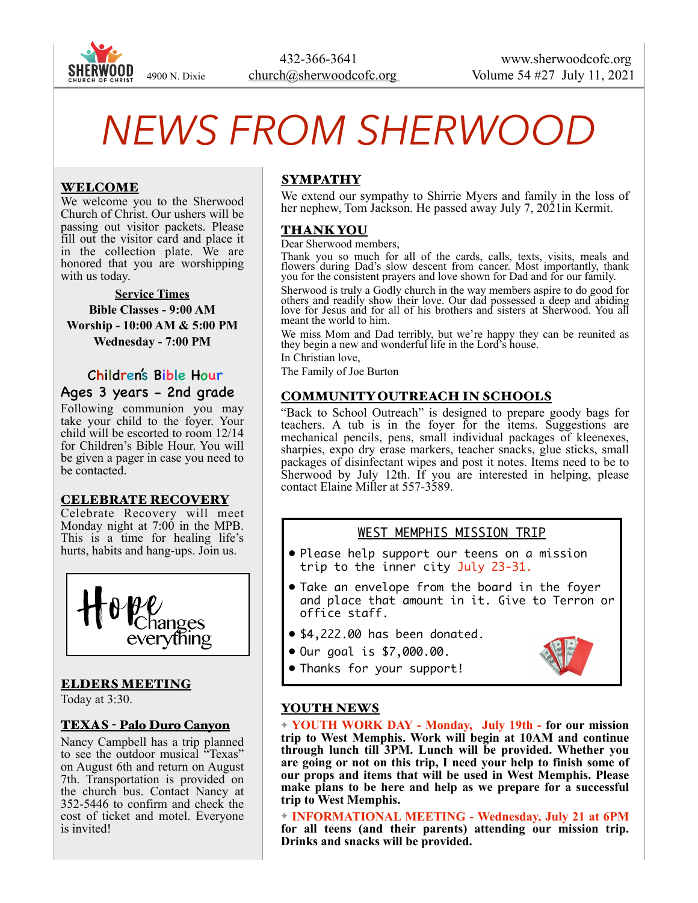SHERWOOD CHURCH OF CHRIST 4900 N. Dixie

432-366-3641
church@sherwoodcofc.org

www.sherwoodcofc.org
Volume 54 #27 July 11, 2021

# NEWS FROM SHERWOOD

## WELCOME

We welcome you to the Sherwood Church of Christ. Our ushers will be passing out visitor packets. Please fill out the visitor card and place it in the collection plate. We are honored that you are worshipping with us today.

**Service Times**

**Bible Classes - 9:00 AM**
**Worship - 10:00 AM & 5:00 PM**
**Wednesday - 7:00 PM**

### Children's Bible Hour

### Ages 3 years - 2nd grade

Following communion you may take your child to the foyer. Your child will be escorted to room 12/14 for Children's Bible Hour. You will be given a pager in case you need to be contacted.

## CELEBRATE RECOVERY

Celebrate Recovery will meet Monday night at 7:00 in the MPB. This is a time for healing life's hurts, habits and hang-ups. Join us.

Hope Changes everything

## ELDERS MEETING

Today at 3:30.

## TEXAS - Palo Duro Canyon

Nancy Campbell has a trip planned to see the outdoor musical "Texas" on August 6th and return on August 7th. Transportation is provided on the church bus. Contact Nancy at 352-5446 to confirm and check the cost of ticket and motel. Everyone is invited!

## SYMPATHY

We extend our sympathy to Shirrie Myers and family in the loss of her nephew, Tom Jackson. He passed away July 7, 2021in Kermit.

## THANK YOU

Dear Sherwood members,

Thank you so much for all of the cards, calls, texts, visits, meals and flowers during Dad's slow descent from cancer. Most importantly, thank you for the consistent prayers and love shown for Dad and for our family.

Sherwood is truly a Godly church in the way members aspire to do good for others and readily show their love. Our dad possessed a deep and abiding love for Jesus and for all of his brothers and sisters at Sherwood. You all meant the world to him.

We miss Mom and Dad terribly, but we're happy they can be reunited as they begin a new and wonderful life in the Lord's house.

In Christian love,

The Family of Joe Burton

## COMMUNITY OUTREACH IN SCHOOLS

"Back to School Outreach" is designed to prepare goody bags for teachers. A tub is in the foyer for the items. Suggestions are mechanical pencils, pens, small individual packages of kleenexes, sharpies, expo dry erase markers, teacher snacks, glue sticks, small packages of disinfectant wipes and post it notes. Items need to be to Sherwood by July 12th. If you are interested in helping, please contact Elaine Miller at 557-3589.

## WEST MEMPHIS MISSION TRIP

- Please help support our teens on a mission trip to the inner city July 23-31.
- Take an envelope from the board in the foyer and place that amount in it. Give to Terron or office staff.
- $4,222.00 has been donated.
- Our goal is $7,000.00.
- Thanks for your support!

## YOUTH NEWS

✦ **YOUTH WORK DAY - Monday, July 19th - for our mission trip to West Memphis. Work will begin at 10AM and continue through lunch till 3PM. Lunch will be provided. Whether you are going or not on this trip, I need your help to finish some of our props and items that will be used in West Memphis. Please make plans to be here and help as we prepare for a successful trip to West Memphis.**

✦ **INFORMATIONAL MEETING - Wednesday, July 21 at 6PM for all teens (and their parents) attending our mission trip. Drinks and snacks will be provided.**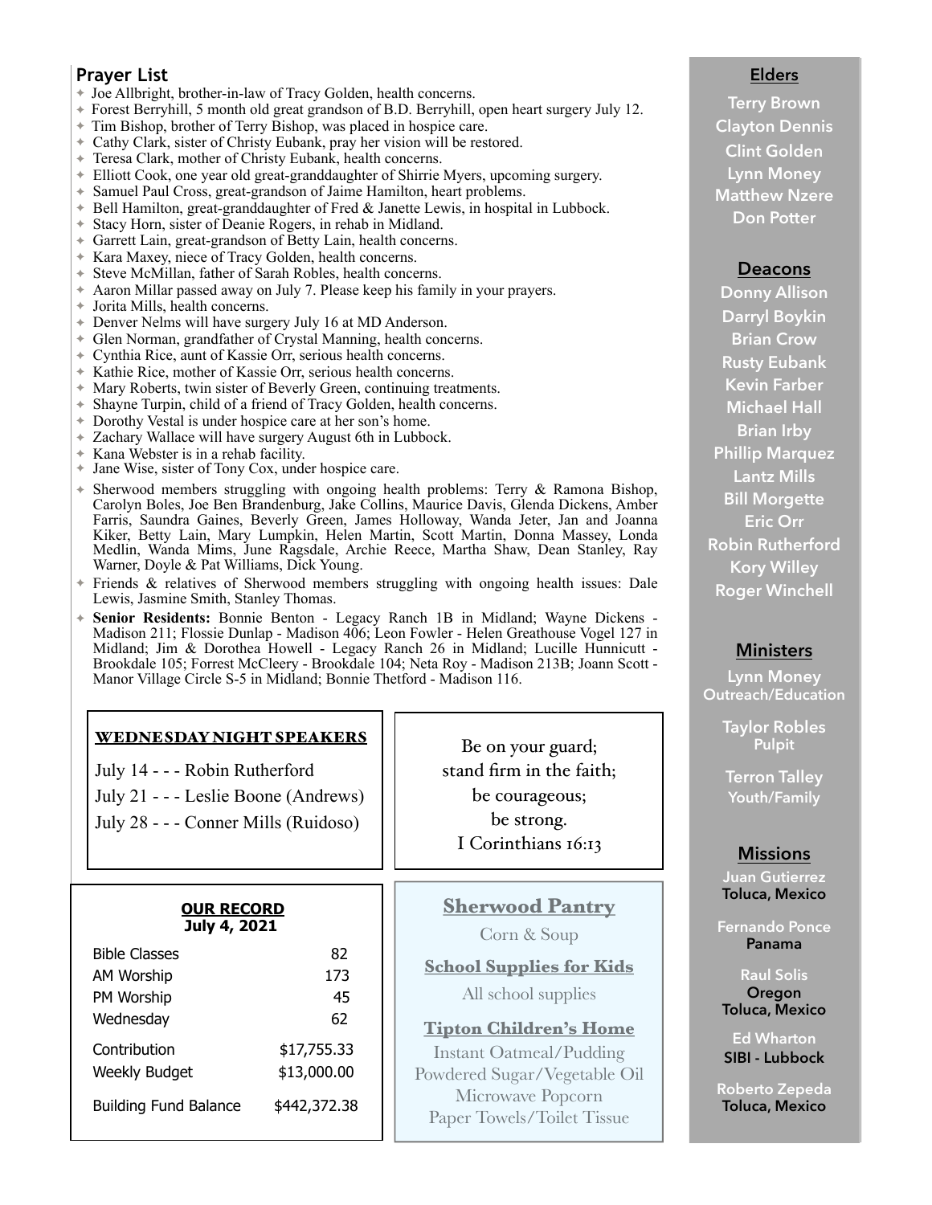## Prayer List

- Joe Allbright, brother-in-law of Tracy Golden, health concerns.
- Forest Berryhill, 5 month old great grandson of B.D. Berryhill, open heart surgery July 12.
- Tim Bishop, brother of Terry Bishop, was placed in hospice care.
- Cathy Clark, sister of Christy Eubank, pray her vision will be restored.
- Teresa Clark, mother of Christy Eubank, health concerns.
- Elliott Cook, one year old great-granddaughter of Shirrie Myers, upcoming surgery.
- Samuel Paul Cross, great-grandson of Jaime Hamilton, heart problems.
- Bell Hamilton, great-granddaughter of Fred & Janette Lewis, in hospital in Lubbock.
- Stacy Horn, sister of Deanie Rogers, in rehab in Midland.
- Garrett Lain, great-grandson of Betty Lain, health concerns.
- Kara Maxey, niece of Tracy Golden, health concerns.
- Steve McMillan, father of Sarah Robles, health concerns.
- Aaron Millar passed away on July 7. Please keep his family in your prayers.
- Jorita Mills, health concerns.
- Denver Nelms will have surgery July 16 at MD Anderson.
- Glen Norman, grandfather of Crystal Manning, health concerns.
- Cynthia Rice, aunt of Kassie Orr, serious health concerns.
- Kathie Rice, mother of Kassie Orr, serious health concerns.
- Mary Roberts, twin sister of Beverly Green, continuing treatments.
- Shayne Turpin, child of a friend of Tracy Golden, health concerns.
- Dorothy Vestal is under hospice care at her son's home.
- Zachary Wallace will have surgery August 6th in Lubbock.
- Kana Webster is in a rehab facility.
- Jane Wise, sister of Tony Cox, under hospice care.
- Sherwood members struggling with ongoing health problems: Terry & Ramona Bishop, Carolyn Boles, Joe Ben Brandenburg, Jake Collins, Maurice Davis, Glenda Dickens, Amber Farris, Saundra Gaines, Beverly Green, James Holloway, Wanda Jeter, Jan and Joanna Kiker, Betty Lain, Mary Lumpkin, Helen Martin, Scott Martin, Donna Massey, Londa Medlin, Wanda Mims, June Ragsdale, Archie Reece, Martha Shaw, Dean Stanley, Ray Warner, Doyle & Pat Williams, Dick Young.
- Friends & relatives of Sherwood members struggling with ongoing health issues: Dale Lewis, Jasmine Smith, Stanley Thomas.
- **Senior Residents:** Bonnie Benton - Legacy Ranch 1B in Midland; Wayne Dickens - Madison 211; Flossie Dunlap - Madison 406; Leon Fowler - Helen Greathouse Vogel 127 in Midland; Jim & Dorothea Howell - Legacy Ranch 26 in Midland; Lucille Hunnicutt - Brookdale 105; Forrest McCleery - Brookdale 104; Neta Roy - Madison 213B; Joann Scott - Manor Village Circle S-5 in Midland; Bonnie Thetford - Madison 116.

### WEDNESDAY NIGHT SPEAKERS

July 14 - - - Robin Rutherford
July 21 - - - Leslie Boone (Andrews)
July 28 - - - Conner Mills (Ruidoso)

Be on your guard;
stand firm in the faith;
be courageous;
be strong.
I Corinthians 16:13

### OUR RECORD
**July 4, 2021**

| | |
|---|---|
| Bible Classes | 82 |
| AM Worship | 173 |
| PM Worship | 45 |
| Wednesday | 62 |
| Contribution | $17,755.33 |
| Weekly Budget | $13,000.00 |
| Building Fund Balance | $442,372.38 |

### Sherwood Pantry

Corn & Soup

### School Supplies for Kids

All school supplies

### Tipton Children's Home

Instant Oatmeal/Pudding
Powdered Sugar/Vegetable Oil
Microwave Popcorn
Paper Towels/Toilet Tissue

### Elders

Terry Brown
Clayton Dennis
Clint Golden
Lynn Money
Matthew Nzere
Don Potter

### Deacons

Donny Allison
Darryl Boykin
Brian Crow
Rusty Eubank
Kevin Farber
Michael Hall
Brian Irby
Phillip Marquez
Lantz Mills
Bill Morgette
Eric Orr
Robin Rutherford
Kory Willey
Roger Winchell

### Ministers

Lynn Money
Outreach/Education

Taylor Robles
Pulpit

Terron Talley
Youth/Family

### Missions

Juan Gutierrez
Toluca, Mexico

Fernando Ponce
Panama

Raul Solis
Oregon
Toluca, Mexico

Ed Wharton
SIBI - Lubbock

Roberto Zepeda
Toluca, Mexico